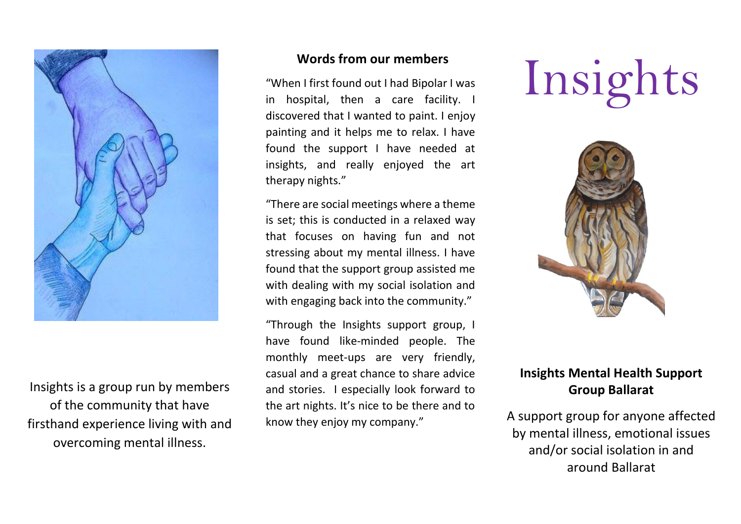Insights is a group run by members of the community that have firsthand experience living with and overcoming mental illness.

## Words from our members

"When I first found out I had Bipolar I was in hospital, then a care facility. I discovered that I wanted to paint. I enjoy painting and it helps me to relax. I have found the support I have needed at insights, and really enjoyed the art therapy nights."

"There are social meetings where a theme is set; this is conducted in a relaxed way that focuses on having fun and not stressing about my mental illness. I have found that the support group assisted me with dealing with my social isolation and with engaging back into the community."

"Through the Insights support group, I have found like-minded people. The monthly meet-ups are very friendly, casual and a great chance to share advice and stories. I especially look forward to the art nights. It's nice to be there and to know they enjoy my company."

# Insights

**Insights Mental Health Support Group Ballarat**

A support group for anyone affected by mental illness, emotional issues and/or social isolation in and around Ballarat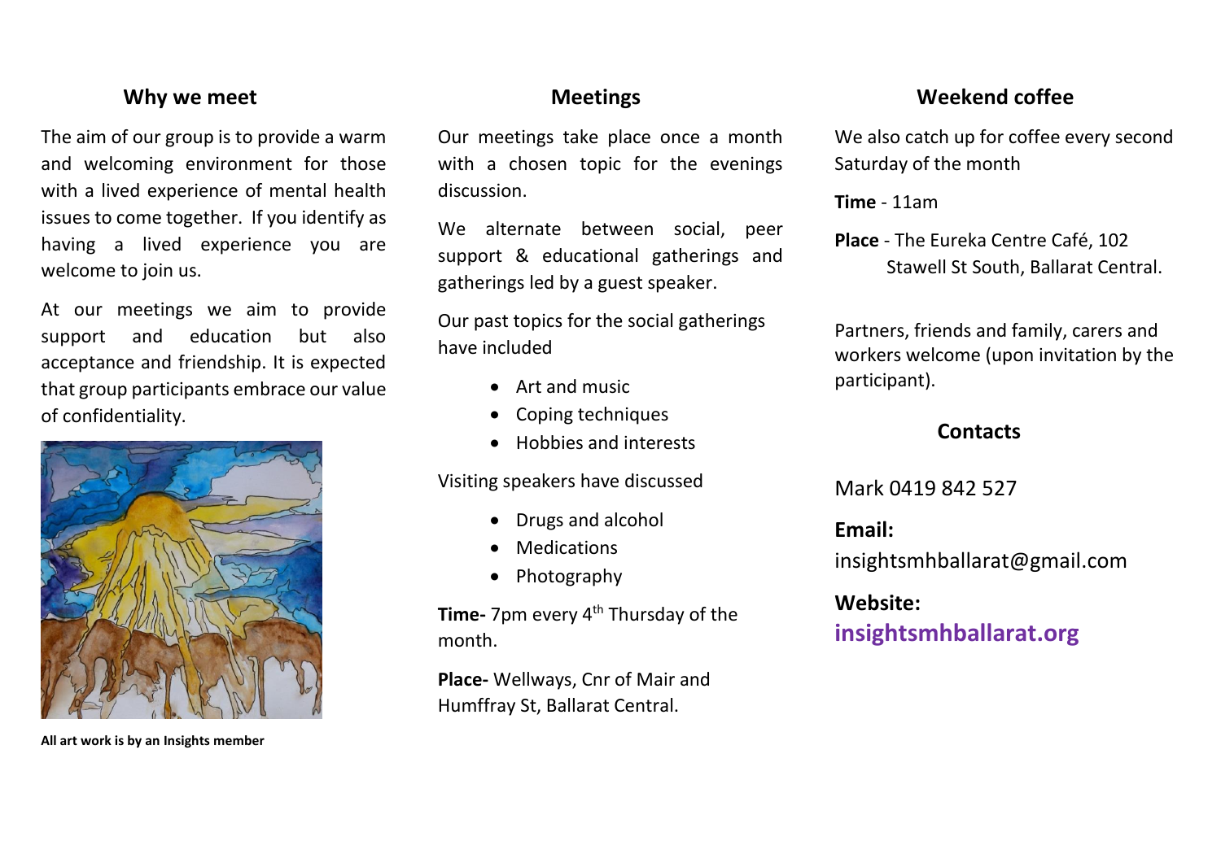## Why we meet

The aim of our group is to provide a warm and welcoming environment for those with a lived experience of mental health issues to come together. If you identify as having a lived experience you are welcome to join us.

At our meetings we aim to provide support and education but also acceptance and friendship. It is expected that group participants embrace our value of confidentiality.

**All art work is by an Insights member**

## Meetings

Our meetings take place once a month with a chosen topic for the evenings discussion.

We alternate between social, peer support & educational gatherings and gatherings led by a guest speaker.

Our past topics for the social gatherings have included

- Art and music
- Coping techniques
- Hobbies and interests

Visiting speakers have discussed

- Drugs and alcohol
- Medications
- Photography

**Time-** 7pm every 4th Thursday of the month.

**Place-** Wellways, Cnr of Mair and Humffray St, Ballarat Central.

## Weekend coffee

We also catch up for coffee every second Saturday of the month

**Time** - 11am

**Place** - The Eureka Centre Café, 102 Stawell St South, Ballarat Central.

Partners, friends and family, carers and workers welcome (upon invitation by the participant).

## Contacts

Mark 0419 842 527

**Email:**
insightsmhballarat@gmail.com

**Website:**
**insightsmhballarat.org**